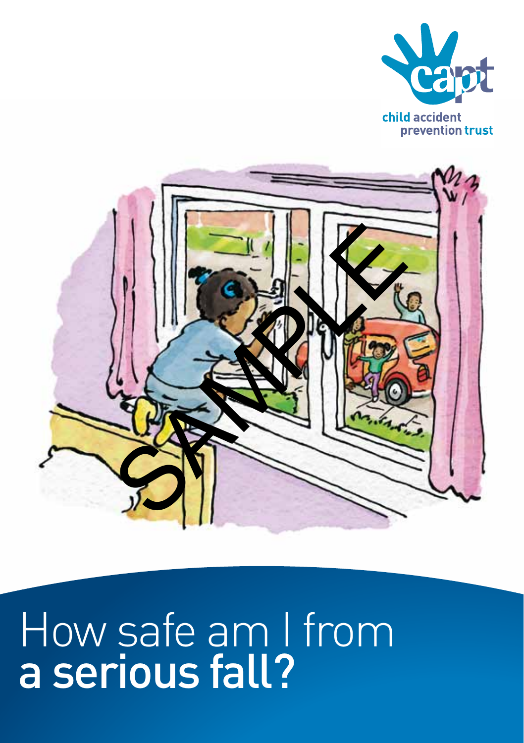child accident prevention trust

# How safe am I from **a serious fall?**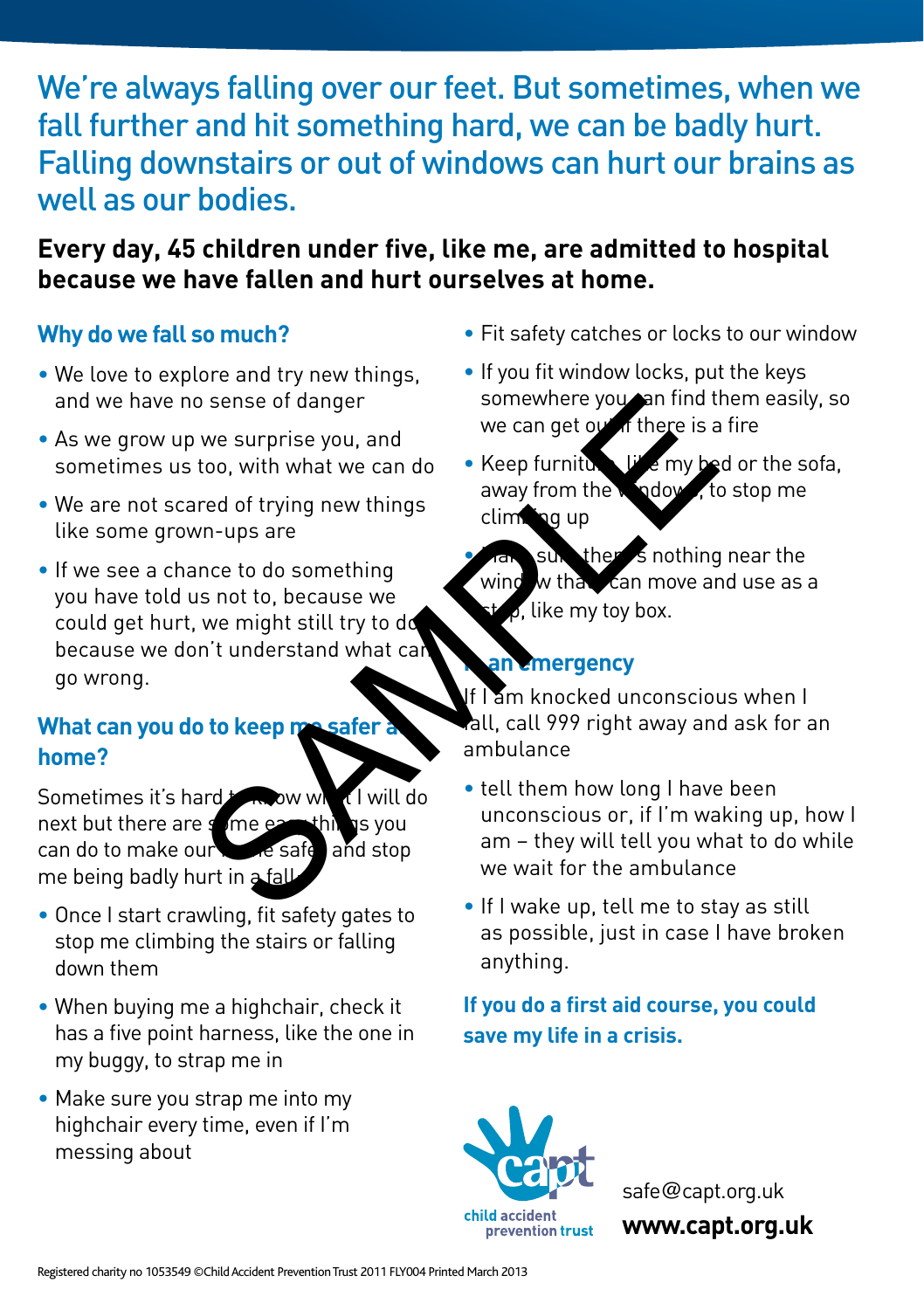We're always falling over our feet. But sometimes, when we fall further and hit something hard, we can be badly hurt. Falling downstairs or out of windows can hurt our brains as well as our bodies.

**Every day, 45 children under five, like me, are admitted to hospital because we have fallen and hurt ourselves at home.**

## Why do we fall so much?

- We love to explore and try new things, and we have no sense of danger
- As we grow up we surprise you, and sometimes us too, with what we can do
- We are not scared of trying new things like some grown-ups are
- If we see a chance to do something you have told us not to, because we could get hurt, we might still try to do it because we don't understand what can go wrong.

## What can you do to keep me safer at home?

Sometimes it's hard to know what I will do next but there are some easy things you can do to make our home safer and stop me being badly hurt in a fall.

- Once I start crawling, fit safety gates to stop me climbing the stairs or falling down them
- When buying me a highchair, check it has a five point harness, like the one in my buggy, to strap me in
- Make sure you strap me into my highchair every time, even if I'm messing about
- Fit safety catches or locks to our window
- If you fit window locks, put the keys somewhere you can find them easily, so we can get out if there is a fire
- Keep furniture, like my bed or the sofa, away from the window, to stop me climbing up
- Make sure there's nothing near the window that I can move and use as a step, like my toy box.

## In an emergency

If I am knocked unconscious when I fall, call 999 right away and ask for an ambulance

- tell them how long I have been unconscious or, if I'm waking up, how I am – they will tell you what to do while we wait for the ambulance
- If I wake up, tell me to stay as still as possible, just in case I have broken anything.

**If you do a first aid course, you could save my life in a crisis.**

child accident prevention trust

safe@capt.org.uk

**www.capt.org.uk**

Registered charity no 1053549 ©Child Accident Prevention Trust 2011 FLY004 Printed March 2013